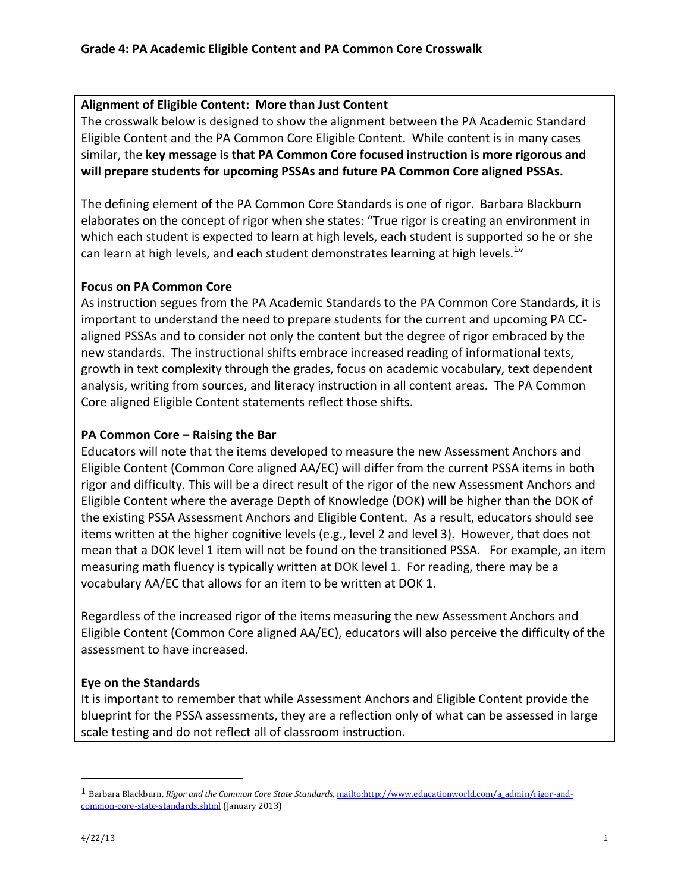# Grade 4: PA Academic Eligible Content and PA Common Core Crosswalk

**Alignment of Eligible Content: More than Just Content**

The crosswalk below is designed to show the alignment between the PA Academic Standard Eligible Content and the PA Common Core Eligible Content. While content is in many cases similar, the **key message is that PA Common Core focused instruction is more rigorous and will prepare students for upcoming PSSAs and future PA Common Core aligned PSSAs.**

The defining element of the PA Common Core Standards is one of rigor. Barbara Blackburn elaborates on the concept of rigor when she states: "True rigor is creating an environment in which each student is expected to learn at high levels, each student is supported so he or she can learn at high levels, and each student demonstrates learning at high levels.[1]"

**Focus on PA Common Core**

As instruction segues from the PA Academic Standards to the PA Common Core Standards, it is important to understand the need to prepare students for the current and upcoming PA CC-aligned PSSAs and to consider not only the content but the degree of rigor embraced by the new standards. The instructional shifts embrace increased reading of informational texts, growth in text complexity through the grades, focus on academic vocabulary, text dependent analysis, writing from sources, and literacy instruction in all content areas. The PA Common Core aligned Eligible Content statements reflect those shifts.

**PA Common Core – Raising the Bar**

Educators will note that the items developed to measure the new Assessment Anchors and Eligible Content (Common Core aligned AA/EC) will differ from the current PSSA items in both rigor and difficulty. This will be a direct result of the rigor of the new Assessment Anchors and Eligible Content where the average Depth of Knowledge (DOK) will be higher than the DOK of the existing PSSA Assessment Anchors and Eligible Content. As a result, educators should see items written at the higher cognitive levels (e.g., level 2 and level 3). However, that does not mean that a DOK level 1 item will not be found on the transitioned PSSA. For example, an item measuring math fluency is typically written at DOK level 1. For reading, there may be a vocabulary AA/EC that allows for an item to be written at DOK 1.

Regardless of the increased rigor of the items measuring the new Assessment Anchors and Eligible Content (Common Core aligned AA/EC), educators will also perceive the difficulty of the assessment to have increased.

**Eye on the Standards**

It is important to remember that while Assessment Anchors and Eligible Content provide the blueprint for the PSSA assessments, they are a reflection only of what can be assessed in large scale testing and do not reflect all of classroom instruction.

---

[1] Barbara Blackburn, *Rigor and the Common Core State Standards*, mailto:http://www.educationworld.com/a_admin/rigor-and-common-core-state-standards.shtml (January 2013)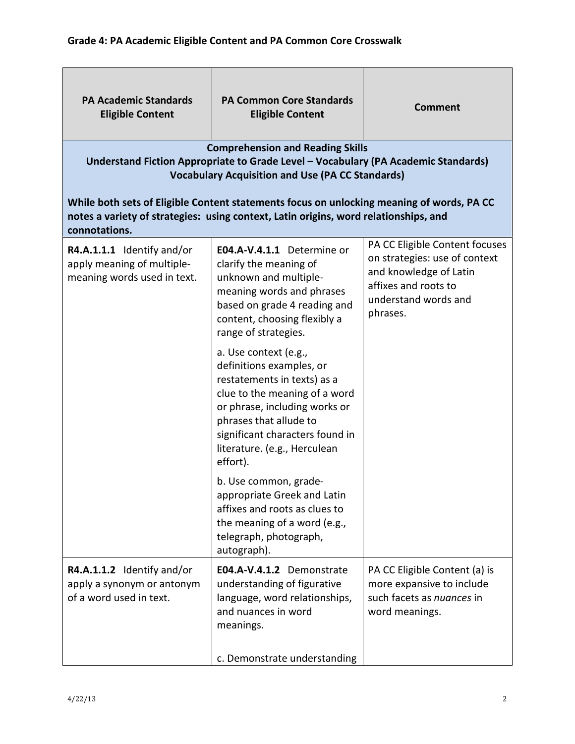## Grade 4: PA Academic Eligible Content and PA Common Core Crosswalk

| PA Academic Standards Eligible Content | PA Common Core Standards Eligible Content | Comment |
|---|---|---|
| **Comprehension and Reading Skills**<br>**Understand Fiction Appropriate to Grade Level – Vocabulary (PA Academic Standards)**<br>**Vocabulary Acquisition and Use (PA CC Standards)**<br><br>**While both sets of Eligible Content statements focus on unlocking meaning of words, PA CC notes a variety of strategies: using context, Latin origins, word relationships, and connotations.** | | |
| **R4.A.1.1.1** Identify and/or apply meaning of multiple-meaning words used in text. | **E04.A-V.4.1.1** Determine or clarify the meaning of unknown and multiple-meaning words and phrases based on grade 4 reading and content, choosing flexibly a range of strategies.<br><br>a. Use context (e.g., definitions examples, or restatements in texts) as a clue to the meaning of a word or phrase, including works or phrases that allude to significant characters found in literature. (e.g., Herculean effort).<br><br>b. Use common, grade-appropriate Greek and Latin affixes and roots as clues to the meaning of a word (e.g., telegraph, photograph, autograph). | PA CC Eligible Content focuses on strategies: use of context and knowledge of Latin affixes and roots to understand words and phrases. |
| **R4.A.1.1.2** Identify and/or apply a synonym or antonym of a word used in text. | **E04.A-V.4.1.2** Demonstrate understanding of figurative language, word relationships, and nuances in word meanings.<br><br>c. Demonstrate understanding | PA CC Eligible Content (a) is more expansive to include such facets as *nuances* in word meanings. |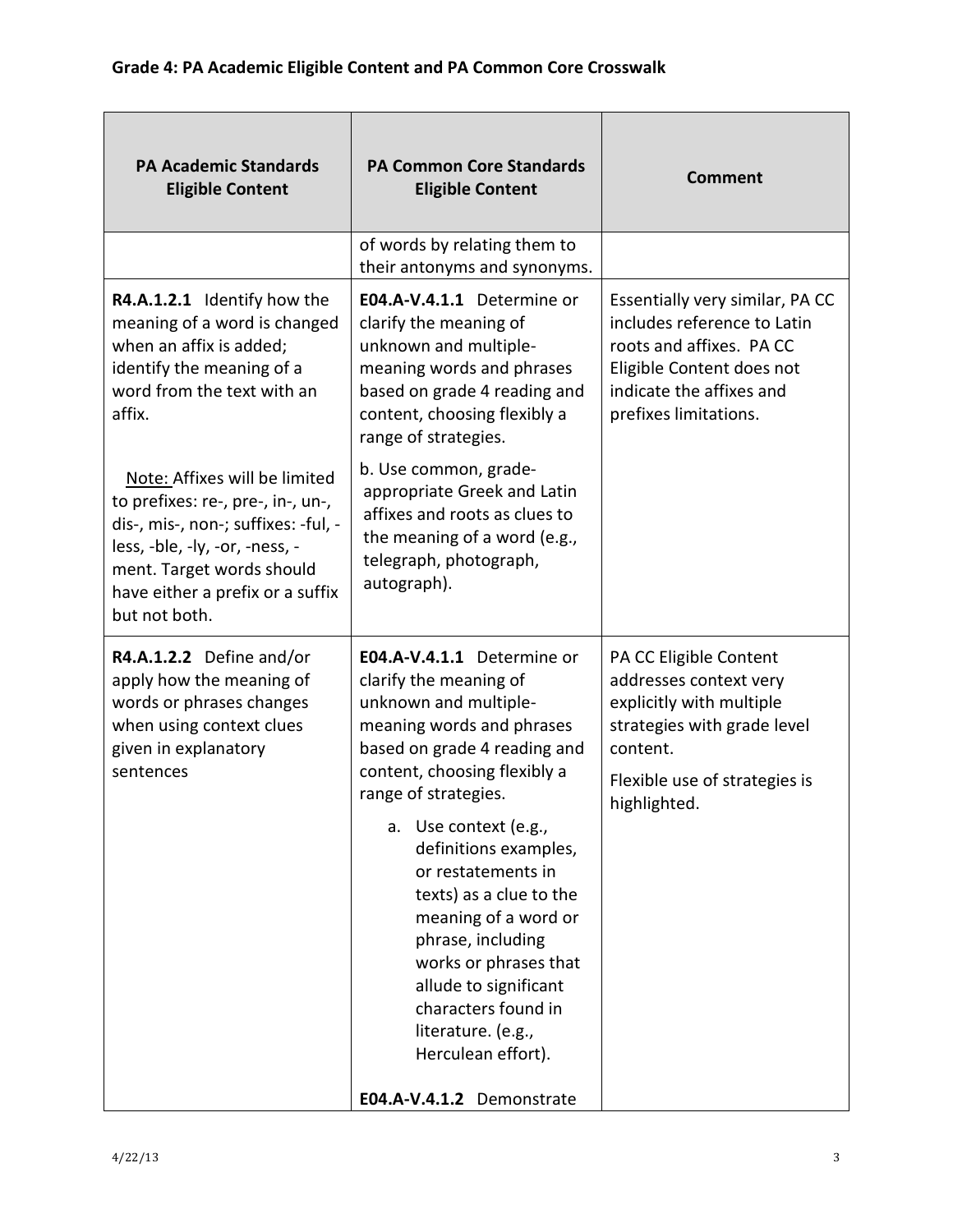## Grade 4: PA Academic Eligible Content and PA Common Core Crosswalk

| PA Academic Standards Eligible Content | PA Common Core Standards Eligible Content | Comment |
|---|---|---|
| | of words by relating them to their antonyms and synonyms. | |
| **R4.A.1.2.1** Identify how the meaning of a word is changed when an affix is added; identify the meaning of a word from the text with an affix.<br><br><u>Note:</u> Affixes will be limited to prefixes: re-, pre-, in-, un-, dis-, mis-, non-; suffixes: -ful, -less, -ble, -ly, -or, -ness, -ment. Target words should have either a prefix or a suffix but not both. | **E04.A-V.4.1.1** Determine or clarify the meaning of unknown and multiple-meaning words and phrases based on grade 4 reading and content, choosing flexibly a range of strategies.<br><br>b. Use common, grade-appropriate Greek and Latin affixes and roots as clues to the meaning of a word (e.g., telegraph, photograph, autograph). | Essentially very similar, PA CC includes reference to Latin roots and affixes. PA CC Eligible Content does not indicate the affixes and prefixes limitations. |
| **R4.A.1.2.2** Define and/or apply how the meaning of words or phrases changes when using context clues given in explanatory sentences | **E04.A-V.4.1.1** Determine or clarify the meaning of unknown and multiple-meaning words and phrases based on grade 4 reading and content, choosing flexibly a range of strategies.<br><br>a. Use context (e.g., definitions examples, or restatements in texts) as a clue to the meaning of a word or phrase, including works or phrases that allude to significant characters found in literature. (e.g., Herculean effort).<br><br>**E04.A-V.4.1.2** Demonstrate | PA CC Eligible Content addresses context very explicitly with multiple strategies with grade level content.<br><br>Flexible use of strategies is highlighted. |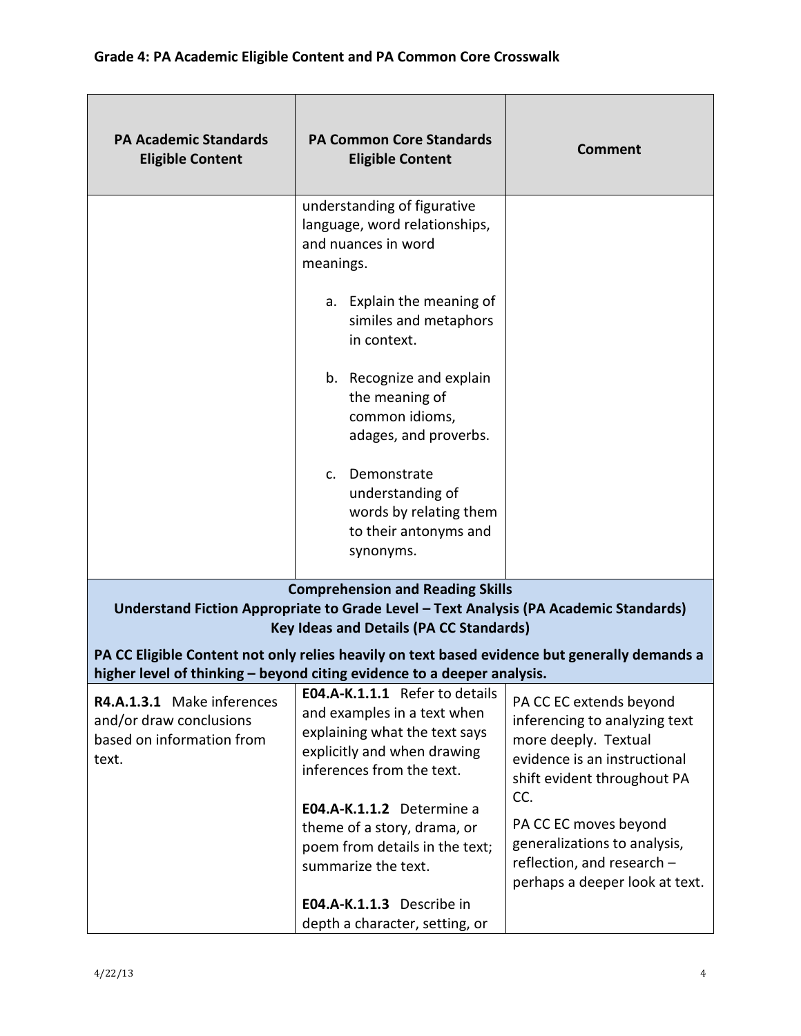## Grade 4: PA Academic Eligible Content and PA Common Core Crosswalk

| PA Academic Standards Eligible Content | PA Common Core Standards Eligible Content | Comment |
|---|---|---|
| | understanding of figurative language, word relationships, and nuances in word meanings.<br><br>a. Explain the meaning of similes and metaphors in context.<br><br>b. Recognize and explain the meaning of common idioms, adages, and proverbs.<br><br>c. Demonstrate understanding of words by relating them to their antonyms and synonyms. | |
| **Comprehension and Reading Skills**<br>**Understand Fiction Appropriate to Grade Level – Text Analysis (PA Academic Standards)**<br>**Key Ideas and Details (PA CC Standards)**<br><br>**PA CC Eligible Content not only relies heavily on text based evidence but generally demands a higher level of thinking – beyond citing evidence to a deeper analysis.** | | |
| **R4.A.1.3.1** Make inferences and/or draw conclusions based on information from text. | **E04.A-K.1.1.1** Refer to details and examples in a text when explaining what the text says explicitly and when drawing inferences from the text.<br><br>**E04.A-K.1.1.2** Determine a theme of a story, drama, or poem from details in the text; summarize the text.<br><br>**E04.A-K.1.1.3** Describe in depth a character, setting, or | PA CC EC extends beyond inferencing to analyzing text more deeply. Textual evidence is an instructional shift evident throughout PA CC.<br><br>PA CC EC moves beyond generalizations to analysis, reflection, and research – perhaps a deeper look at text. |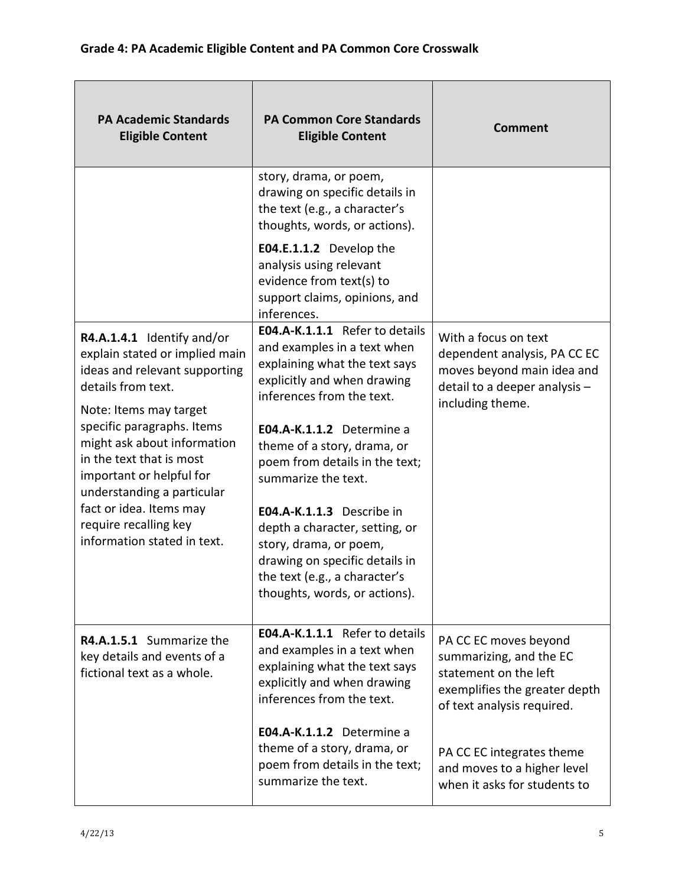## Grade 4: PA Academic Eligible Content and PA Common Core Crosswalk

| PA Academic Standards Eligible Content | PA Common Core Standards Eligible Content | Comment |
|---|---|---|
| | story, drama, or poem, drawing on specific details in the text (e.g., a character's thoughts, words, or actions).<br><br>**E04.E.1.1.2** Develop the analysis using relevant evidence from text(s) to support claims, opinions, and inferences. | |
| **R4.A.1.4.1** Identify and/or explain stated or implied main ideas and relevant supporting details from text.<br><br>Note: Items may target specific paragraphs. Items might ask about information in the text that is most important or helpful for understanding a particular fact or idea. Items may require recalling key information stated in text. | **E04.A-K.1.1.1** Refer to details and examples in a text when explaining what the text says explicitly and when drawing inferences from the text.<br><br>**E04.A-K.1.1.2** Determine a theme of a story, drama, or poem from details in the text; summarize the text.<br><br>**E04.A-K.1.1.3** Describe in depth a character, setting, or story, drama, or poem, drawing on specific details in the text (e.g., a character's thoughts, words, or actions). | With a focus on text dependent analysis, PA CC EC moves beyond main idea and detail to a deeper analysis – including theme. |
| **R4.A.1.5.1** Summarize the key details and events of a fictional text as a whole. | **E04.A-K.1.1.1** Refer to details and examples in a text when explaining what the text says explicitly and when drawing inferences from the text.<br><br>**E04.A-K.1.1.2** Determine a theme of a story, drama, or poem from details in the text; summarize the text. | PA CC EC moves beyond summarizing, and the EC statement on the left exemplifies the greater depth of text analysis required.<br><br>PA CC EC integrates theme and moves to a higher level when it asks for students to |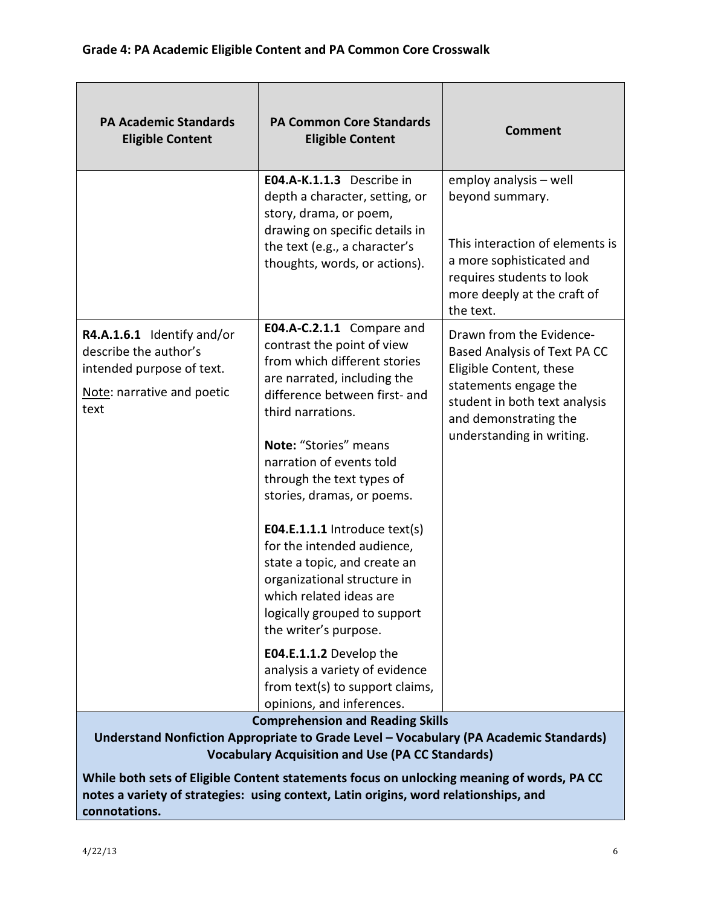## Grade 4: PA Academic Eligible Content and PA Common Core Crosswalk

| PA Academic Standards Eligible Content | PA Common Core Standards Eligible Content | Comment |
|---|---|---|
| | **E04.A-K.1.1.3** Describe in depth a character, setting, or story, drama, or poem, drawing on specific details in the text (e.g., a character's thoughts, words, or actions). | employ analysis – well beyond summary.<br><br>This interaction of elements is a more sophisticated and requires students to look more deeply at the craft of the text. |
| **R4.A.1.6.1** Identify and/or describe the author's intended purpose of text.<br><br>Note: narrative and poetic text | **E04.A-C.2.1.1** Compare and contrast the point of view from which different stories are narrated, including the difference between first- and third narrations.<br><br>**Note:** "Stories" means narration of events told through the text types of stories, dramas, or poems.<br><br>**E04.E.1.1.1** Introduce text(s) for the intended audience, state a topic, and create an organizational structure in which related ideas are logically grouped to support the writer's purpose.<br><br>**E04.E.1.1.2** Develop the analysis a variety of evidence from text(s) to support claims, opinions, and inferences. | Drawn from the Evidence-Based Analysis of Text PA CC Eligible Content, these statements engage the student in both text analysis and demonstrating the understanding in writing. |
| **Comprehension and Reading Skills**<br>**Understand Nonfiction Appropriate to Grade Level – Vocabulary (PA Academic Standards)**<br>**Vocabulary Acquisition and Use (PA CC Standards)**<br><br>**While both sets of Eligible Content statements focus on unlocking meaning of words, PA CC notes a variety of strategies: using context, Latin origins, word relationships, and connotations.** | | |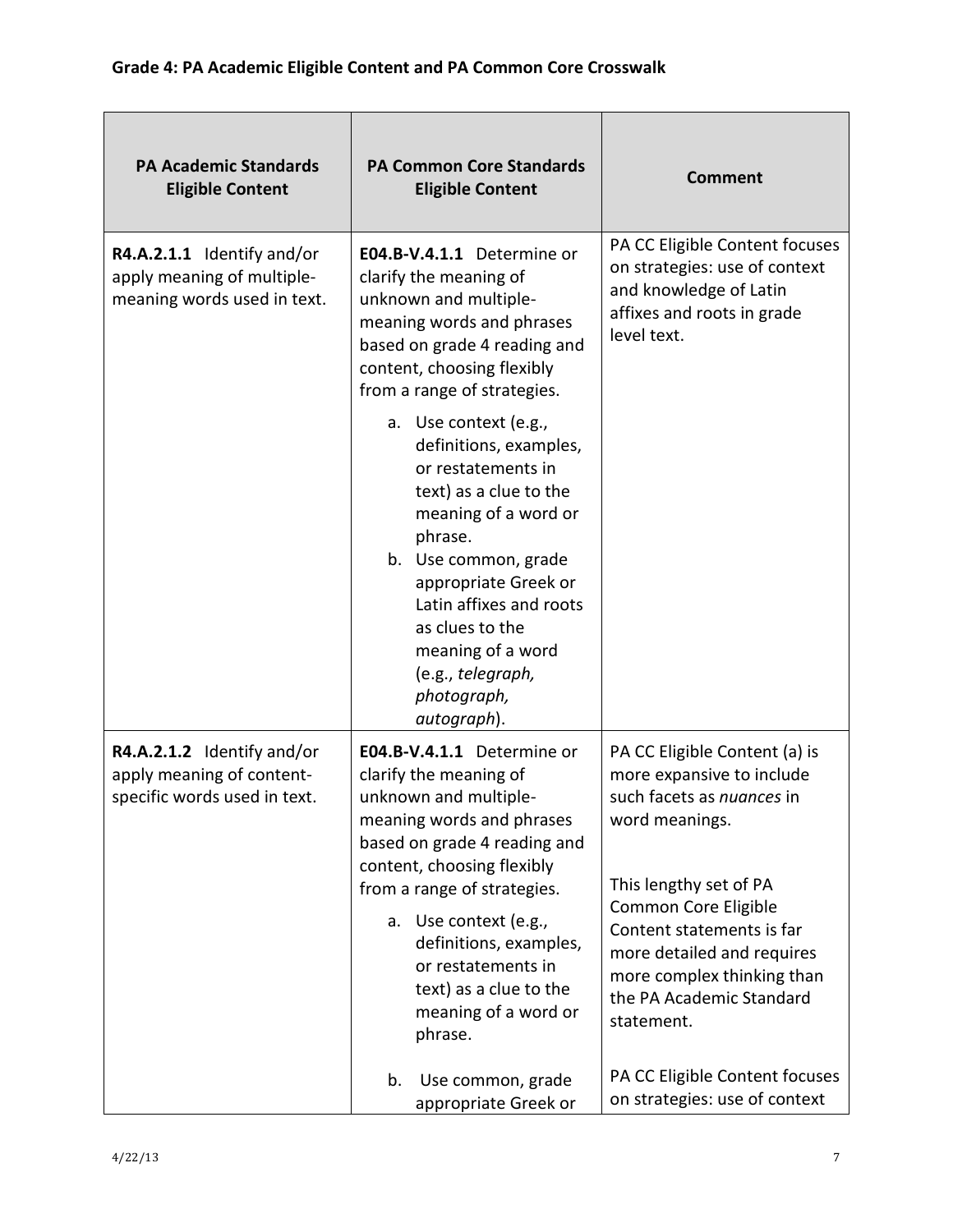**Grade 4: PA Academic Eligible Content and PA Common Core Crosswalk**

| PA Academic Standards Eligible Content | PA Common Core Standards Eligible Content | Comment |
|---|---|---|
| **R4.A.2.1.1** Identify and/or apply meaning of multiple-meaning words used in text. | **E04.B-V.4.1.1** Determine or clarify the meaning of unknown and multiple-meaning words and phrases based on grade 4 reading and content, choosing flexibly from a range of strategies.<br>a. Use context (e.g., definitions, examples, or restatements in text) as a clue to the meaning of a word or phrase.<br>b. Use common, grade appropriate Greek or Latin affixes and roots as clues to the meaning of a word (e.g., *telegraph, photograph, autograph*). | PA CC Eligible Content focuses on strategies: use of context and knowledge of Latin affixes and roots in grade level text. |
| **R4.A.2.1.2** Identify and/or apply meaning of content-specific words used in text. | **E04.B-V.4.1.1** Determine or clarify the meaning of unknown and multiple-meaning words and phrases based on grade 4 reading and content, choosing flexibly from a range of strategies.<br>a. Use context (e.g., definitions, examples, or restatements in text) as a clue to the meaning of a word or phrase.<br>b. Use common, grade appropriate Greek or | PA CC Eligible Content (a) is more expansive to include such facets as *nuances* in word meanings.<br><br>This lengthy set of PA Common Core Eligible Content statements is far more detailed and requires more complex thinking than the PA Academic Standard statement.<br><br>PA CC Eligible Content focuses on strategies: use of context |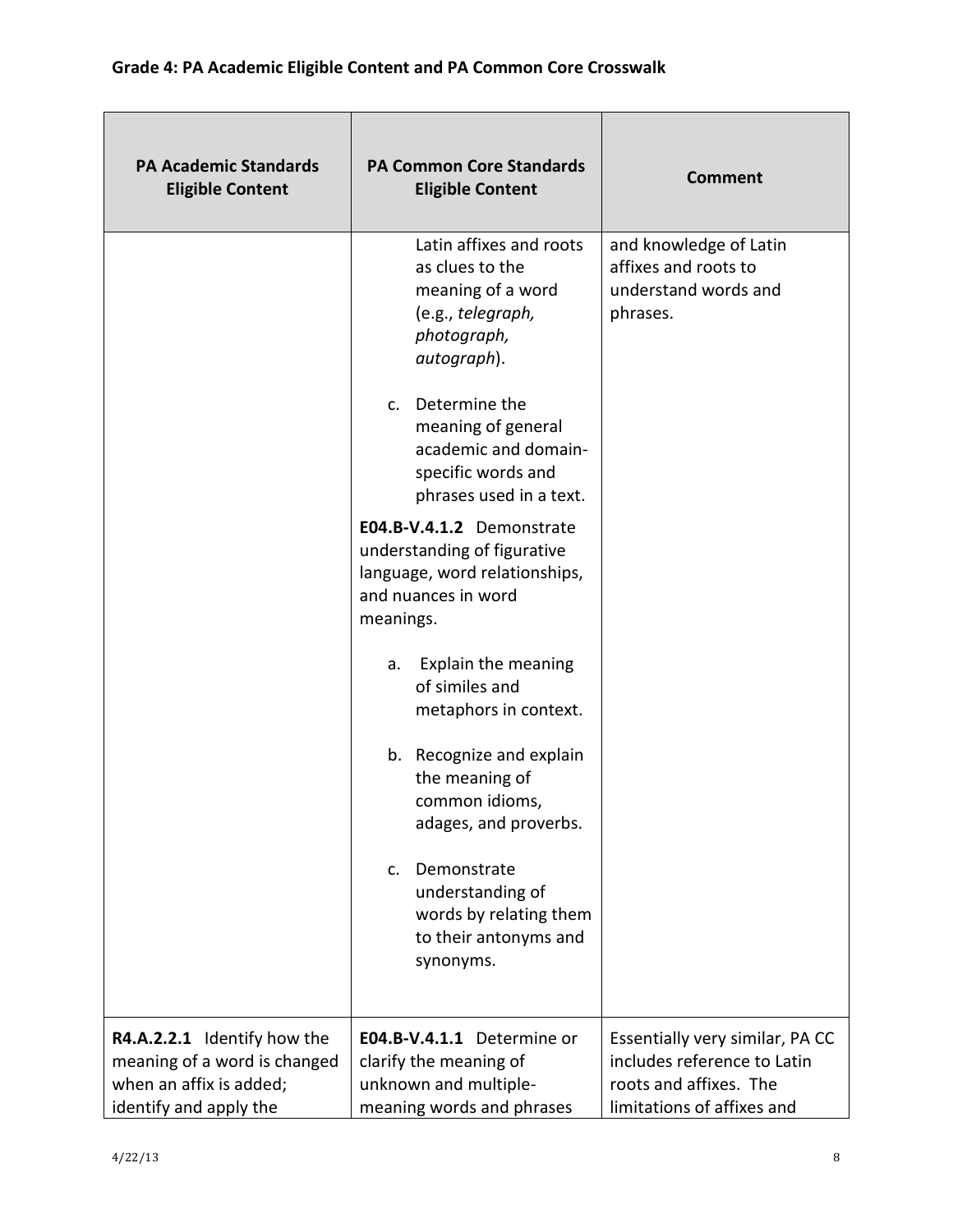## Grade 4: PA Academic Eligible Content and PA Common Core Crosswalk

| PA Academic Standards Eligible Content | PA Common Core Standards Eligible Content | Comment |
|---|---|---|
| | Latin affixes and roots as clues to the meaning of a word (e.g., *telegraph, photograph, autograph*).<br><br>c. Determine the meaning of general academic and domain-specific words and phrases used in a text.<br><br>**E04.B-V.4.1.2** Demonstrate understanding of figurative language, word relationships, and nuances in word meanings.<br><br>a. Explain the meaning of similes and metaphors in context.<br><br>b. Recognize and explain the meaning of common idioms, adages, and proverbs.<br><br>c. Demonstrate understanding of words by relating them to their antonyms and synonyms. | and knowledge of Latin affixes and roots to understand words and phrases. |
| **R4.A.2.2.1** Identify how the meaning of a word is changed when an affix is added; identify and apply the | **E04.B-V.4.1.1** Determine or clarify the meaning of unknown and multiple-meaning words and phrases | Essentially very similar, PA CC includes reference to Latin roots and affixes. The limitations of affixes and |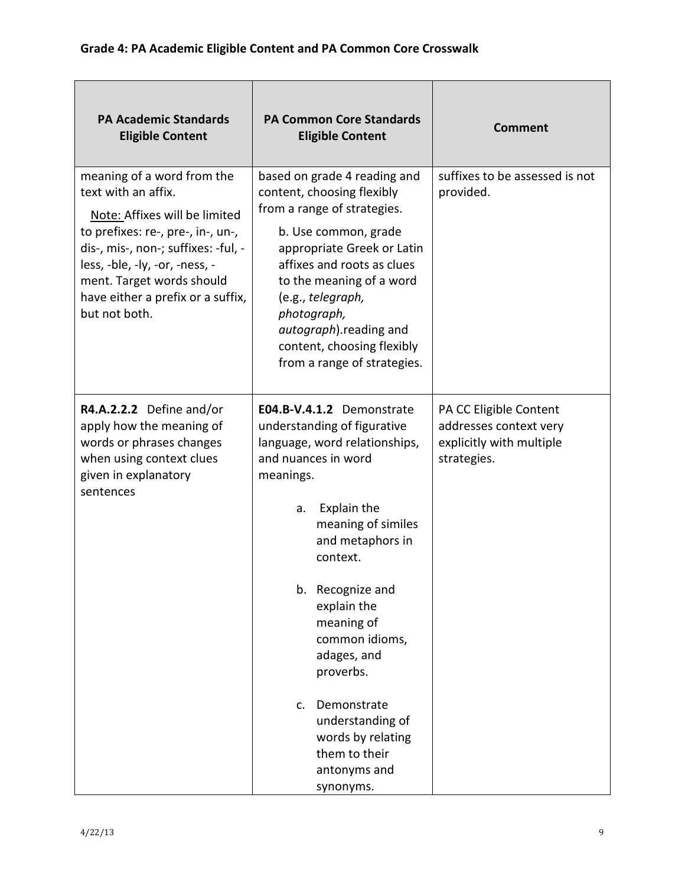## Grade 4: PA Academic Eligible Content and PA Common Core Crosswalk

| PA Academic Standards Eligible Content | PA Common Core Standards Eligible Content | Comment |
|---|---|---|
| meaning of a word from the text with an affix. <br> Note: Affixes will be limited to prefixes: re-, pre-, in-, un-, dis-, mis-, non-; suffixes: -ful, -less, -ble, -ly, -or, -ness, -ment. Target words should have either a prefix or a suffix, but not both. | based on grade 4 reading and content, choosing flexibly from a range of strategies. <br> b. Use common, grade appropriate Greek or Latin affixes and roots as clues to the meaning of a word (e.g., *telegraph, photograph, autograph*).reading and content, choosing flexibly from a range of strategies. | suffixes to be assessed is not provided. |
| **R4.A.2.2.2** Define and/or apply how the meaning of words or phrases changes when using context clues given in explanatory sentences | **E04.B-V.4.1.2** Demonstrate understanding of figurative language, word relationships, and nuances in word meanings. <br> a. Explain the meaning of similes and metaphors in context. <br> b. Recognize and explain the meaning of common idioms, adages, and proverbs. <br> c. Demonstrate understanding of words by relating them to their antonyms and synonyms. | PA CC Eligible Content addresses context very explicitly with multiple strategies. |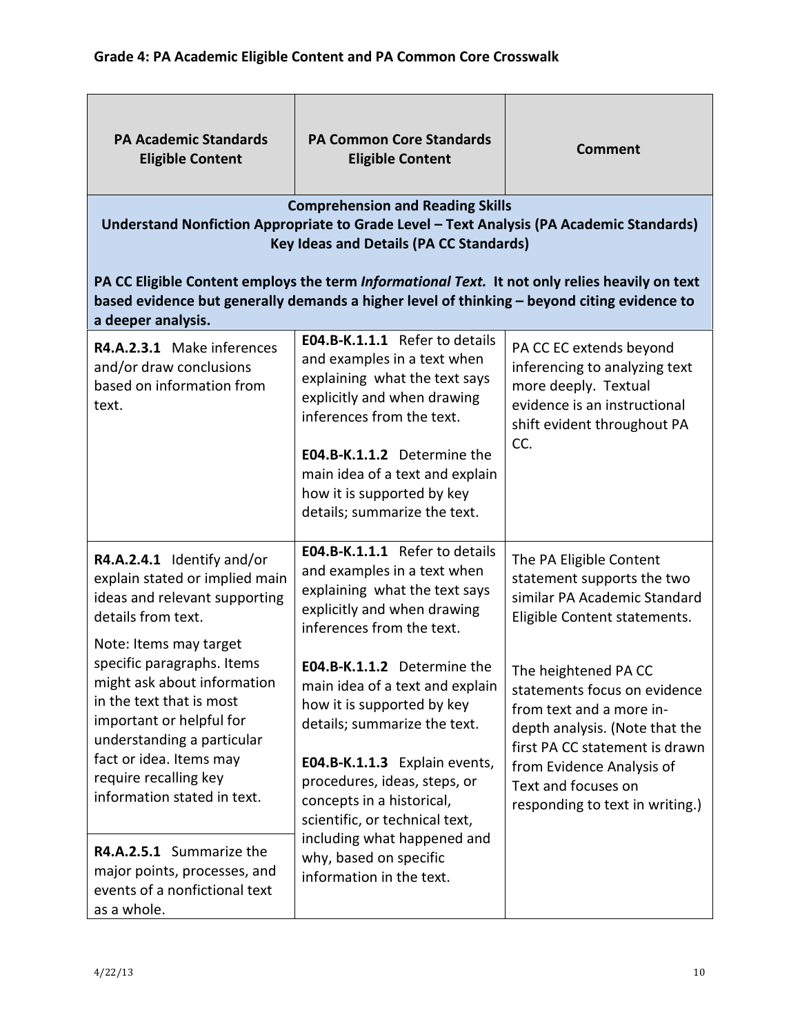## Grade 4: PA Academic Eligible Content and PA Common Core Crosswalk

| PA Academic Standards Eligible Content | PA Common Core Standards Eligible Content | Comment |
|---|---|---|
| **Comprehension and Reading Skills**<br>**Understand Nonfiction Appropriate to Grade Level – Text Analysis (PA Academic Standards)**<br>**Key Ideas and Details (PA CC Standards)**<br><br>**PA CC Eligible Content employs the term *Informational Text.* It not only relies heavily on text based evidence but generally demands a higher level of thinking – beyond citing evidence to a deeper analysis.** | | |
| **R4.A.2.3.1** Make inferences and/or draw conclusions based on information from text. | **E04.B-K.1.1.1** Refer to details and examples in a text when explaining what the text says explicitly and when drawing inferences from the text.<br><br>**E04.B-K.1.1.2** Determine the main idea of a text and explain how it is supported by key details; summarize the text. | PA CC EC extends beyond inferencing to analyzing text more deeply. Textual evidence is an instructional shift evident throughout PA CC. |
| **R4.A.2.4.1** Identify and/or explain stated or implied main ideas and relevant supporting details from text.<br>Note: Items may target specific paragraphs. Items might ask about information in the text that is most important or helpful for understanding a particular fact or idea. Items may require recalling key information stated in text. | **E04.B-K.1.1.1** Refer to details and examples in a text when explaining what the text says explicitly and when drawing inferences from the text.<br><br>**E04.B-K.1.1.2** Determine the main idea of a text and explain how it is supported by key details; summarize the text.<br><br>**E04.B-K.1.1.3** Explain events, procedures, ideas, steps, or concepts in a historical, scientific, or technical text, including what happened and why, based on specific information in the text. | The PA Eligible Content statement supports the two similar PA Academic Standard Eligible Content statements.<br><br>The heightened PA CC statements focus on evidence from text and a more in-depth analysis. (Note that the first PA CC statement is drawn from Evidence Analysis of Text and focuses on responding to text in writing.) |
| **R4.A.2.5.1** Summarize the major points, processes, and events of a nonfictional text as a whole. | | |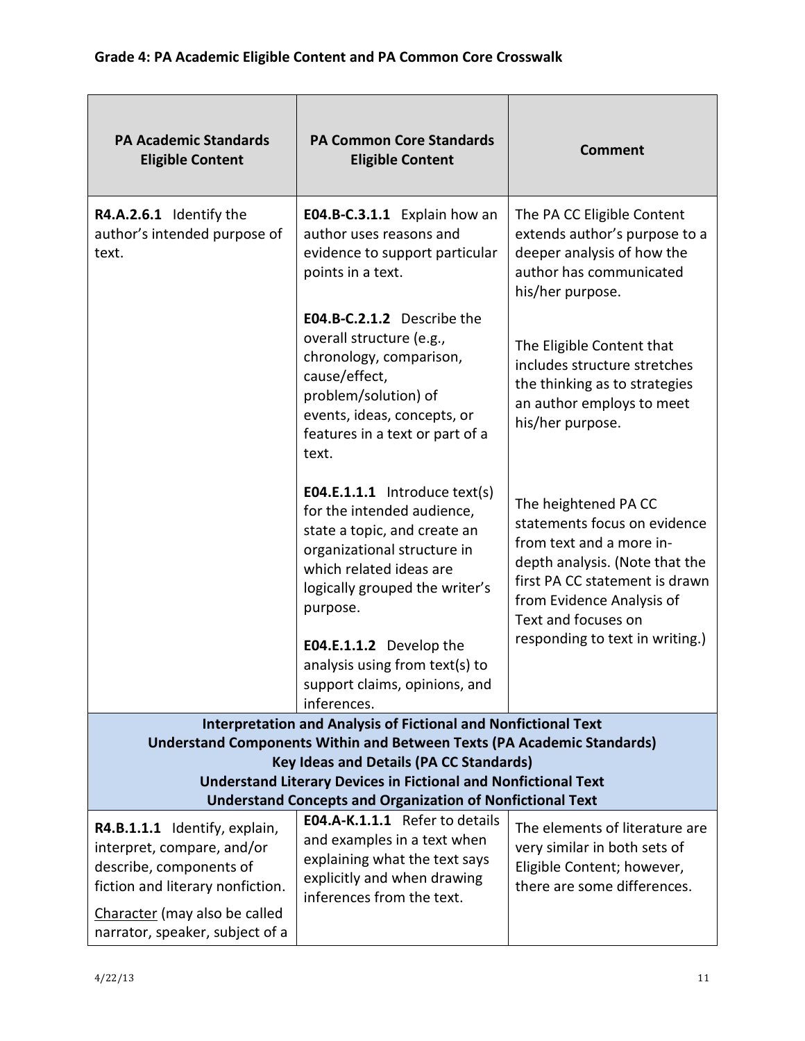## Grade 4: PA Academic Eligible Content and PA Common Core Crosswalk

| PA Academic Standards Eligible Content | PA Common Core Standards Eligible Content | Comment |
|---|---|---|
| **R4.A.2.6.1** Identify the author's intended purpose of text. | **E04.B-C.3.1.1** Explain how an author uses reasons and evidence to support particular points in a text. | The PA CC Eligible Content extends author's purpose to a deeper analysis of how the author has communicated his/her purpose. |
| | **E04.B-C.2.1.2** Describe the overall structure (e.g., chronology, comparison, cause/effect, problem/solution) of events, ideas, concepts, or features in a text or part of a text. | The Eligible Content that includes structure stretches the thinking as to strategies an author employs to meet his/her purpose. |
| | **E04.E.1.1.1** Introduce text(s) for the intended audience, state a topic, and create an organizational structure in which related ideas are logically grouped the writer's purpose.<br><br>**E04.E.1.1.2** Develop the analysis using from text(s) to support claims, opinions, and inferences. | The heightened PA CC statements focus on evidence from text and a more in-depth analysis. (Note that the first PA CC statement is drawn from Evidence Analysis of Text and focuses on responding to text in writing.) |
| **Interpretation and Analysis of Fictional and Nonfictional Text**<br>**Understand Components Within and Between Texts (PA Academic Standards)**<br>**Key Ideas and Details (PA CC Standards)**<br>**Understand Literary Devices in Fictional and Nonfictional Text**<br>**Understand Concepts and Organization of Nonfictional Text** | | |
| **R4.B.1.1.1** Identify, explain, interpret, compare, and/or describe, components of fiction and literary nonfiction.<br><br>Character (may also be called narrator, speaker, subject of a | **E04.A-K.1.1.1** Refer to details and examples in a text when explaining what the text says explicitly and when drawing inferences from the text. | The elements of literature are very similar in both sets of Eligible Content; however, there are some differences. |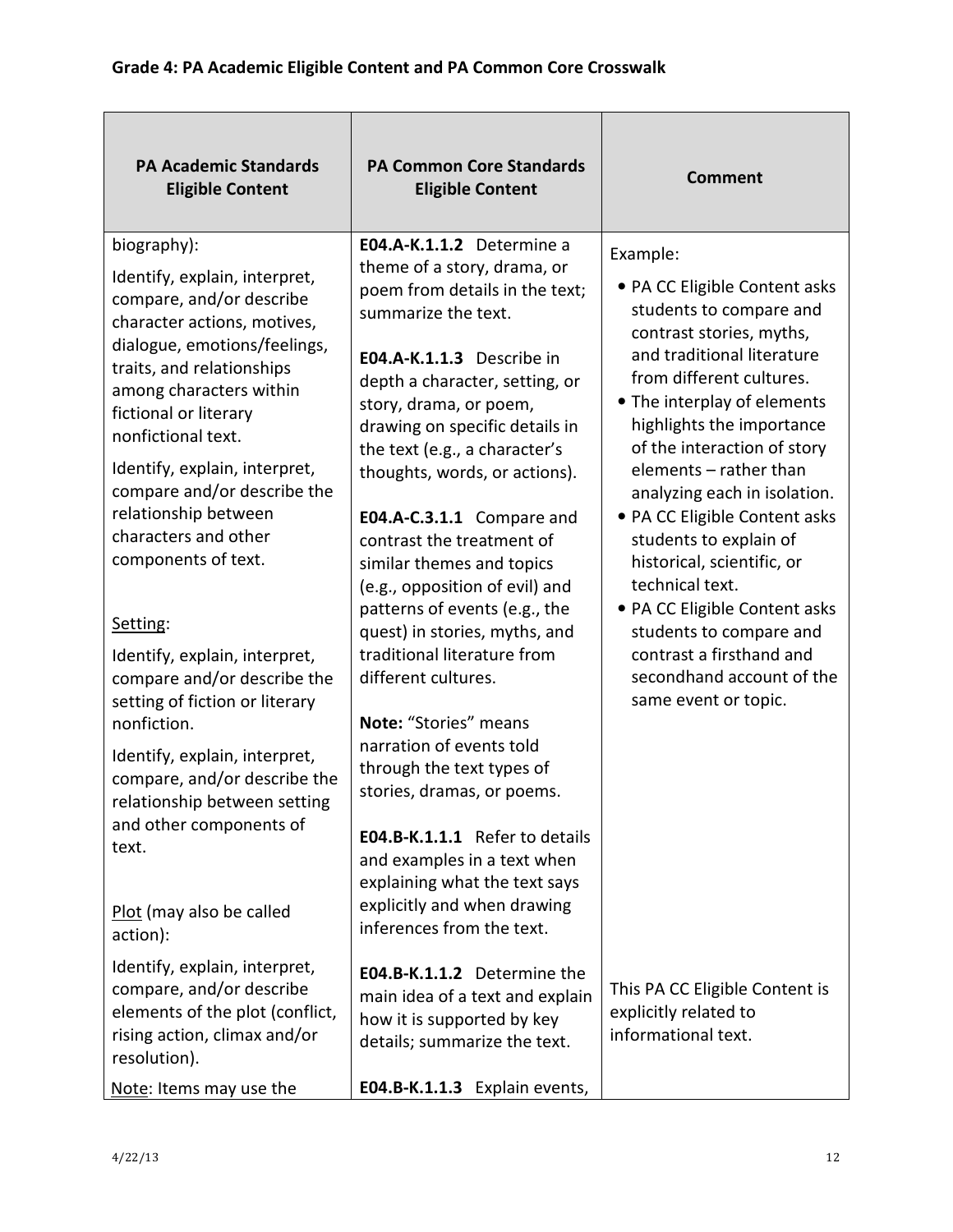## Grade 4: PA Academic Eligible Content and PA Common Core Crosswalk

| PA Academic Standards Eligible Content | PA Common Core Standards Eligible Content | Comment |
|---|---|---|
| biography):<br><br>Identify, explain, interpret, compare, and/or describe character actions, motives, dialogue, emotions/feelings, traits, and relationships among characters within fictional or literary nonfictional text.<br><br>Identify, explain, interpret, compare and/or describe the relationship between characters and other components of text.<br><br><u>Setting</u>:<br><br>Identify, explain, interpret, compare and/or describe the setting of fiction or literary nonfiction.<br><br>Identify, explain, interpret, compare, and/or describe the relationship between setting and other components of text. | **E04.A-K.1.1.2** Determine a theme of a story, drama, or poem from details in the text; summarize the text.<br><br>**E04.A-K.1.1.3** Describe in depth a character, setting, or story, drama, or poem, drawing on specific details in the text (e.g., a character's thoughts, words, or actions).<br><br>**E04.A-C.3.1.1** Compare and contrast the treatment of similar themes and topics (e.g., opposition of evil) and patterns of events (e.g., the quest) in stories, myths, and traditional literature from different cultures.<br><br>**Note:** "Stories" means narration of events told through the text types of stories, dramas, or poems. | Example:<br><br>• PA CC Eligible Content asks students to compare and contrast stories, myths, and traditional literature from different cultures.<br>• The interplay of elements highlights the importance of the interaction of story elements – rather than analyzing each in isolation.<br>• PA CC Eligible Content asks students to explain of historical, scientific, or technical text.<br>• PA CC Eligible Content asks students to compare and contrast a firsthand and secondhand account of the same event or topic. |
| <u>Plot</u> (may also be called action):<br><br>Identify, explain, interpret, compare, and/or describe elements of the plot (conflict, rising action, climax and/or resolution).<br><br><u>Note</u>: Items may use the | **E04.B-K.1.1.1** Refer to details and examples in a text when explaining what the text says explicitly and when drawing inferences from the text.<br><br>**E04.B-K.1.1.2** Determine the main idea of a text and explain how it is supported by key details; summarize the text.<br><br>**E04.B-K.1.1.3** Explain events, | This PA CC Eligible Content is explicitly related to informational text. |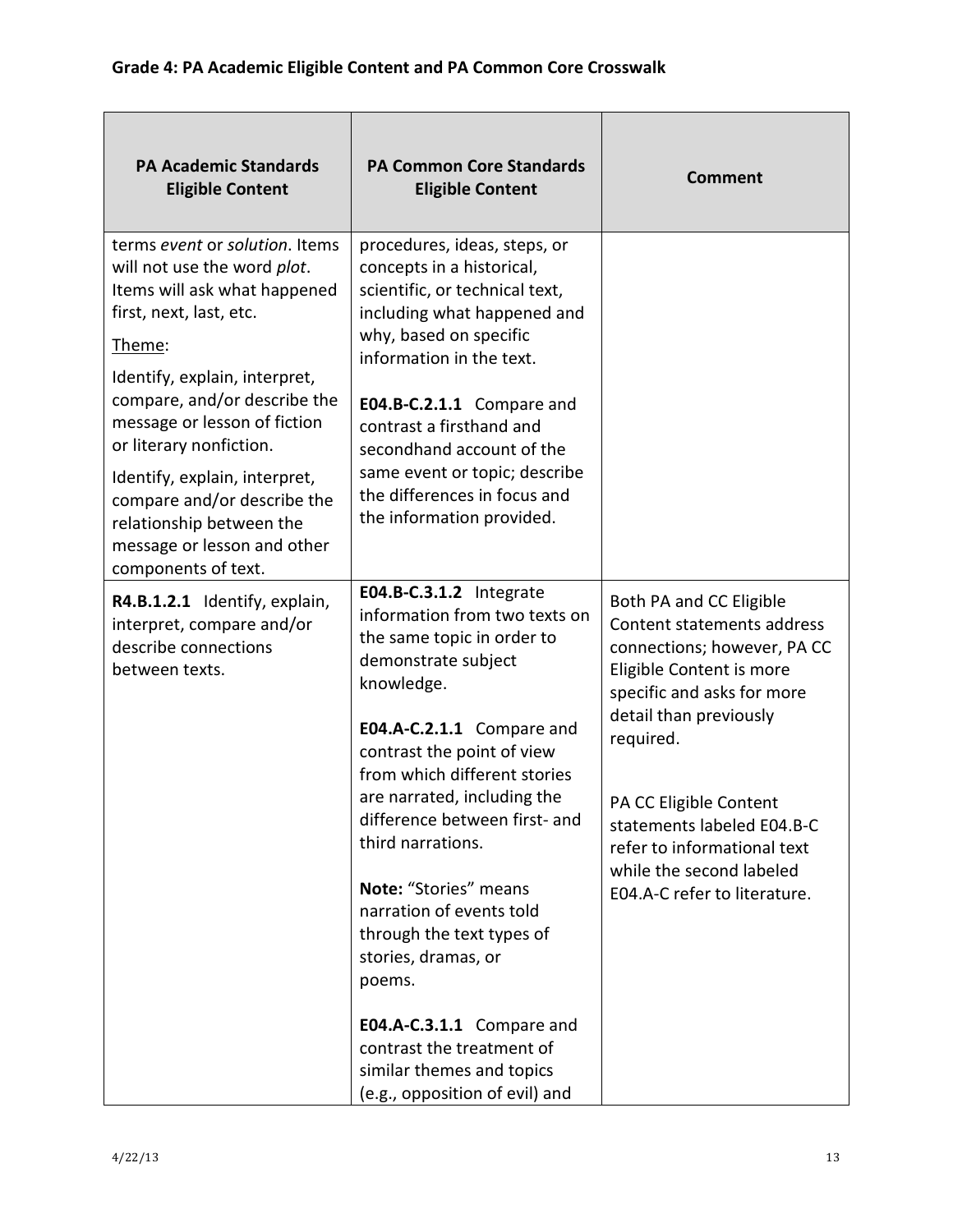## Grade 4: PA Academic Eligible Content and PA Common Core Crosswalk

| PA Academic Standards Eligible Content | PA Common Core Standards Eligible Content | Comment |
|---|---|---|
| terms *event* or *solution*. Items will not use the word *plot*. Items will ask what happened first, next, last, etc.<br><br>Theme:<br><br>Identify, explain, interpret, compare, and/or describe the message or lesson of fiction or literary nonfiction.<br><br>Identify, explain, interpret, compare and/or describe the relationship between the message or lesson and other components of text. | procedures, ideas, steps, or concepts in a historical, scientific, or technical text, including what happened and why, based on specific information in the text.<br><br>**E04.B-C.2.1.1** Compare and contrast a firsthand and secondhand account of the same event or topic; describe the differences in focus and the information provided. | |
| **R4.B.1.2.1** Identify, explain, interpret, compare and/or describe connections between texts. | **E04.B-C.3.1.2** Integrate information from two texts on the same topic in order to demonstrate subject knowledge.<br><br>**E04.A-C.2.1.1** Compare and contrast the point of view from which different stories are narrated, including the difference between first- and third narrations.<br><br>**Note:** "Stories" means narration of events told through the text types of stories, dramas, or poems.<br><br>**E04.A-C.3.1.1** Compare and contrast the treatment of similar themes and topics (e.g., opposition of evil) and | Both PA and CC Eligible Content statements address connections; however, PA CC Eligible Content is more specific and asks for more detail than previously required.<br><br>PA CC Eligible Content statements labeled E04.B-C refer to informational text while the second labeled E04.A-C refer to literature. |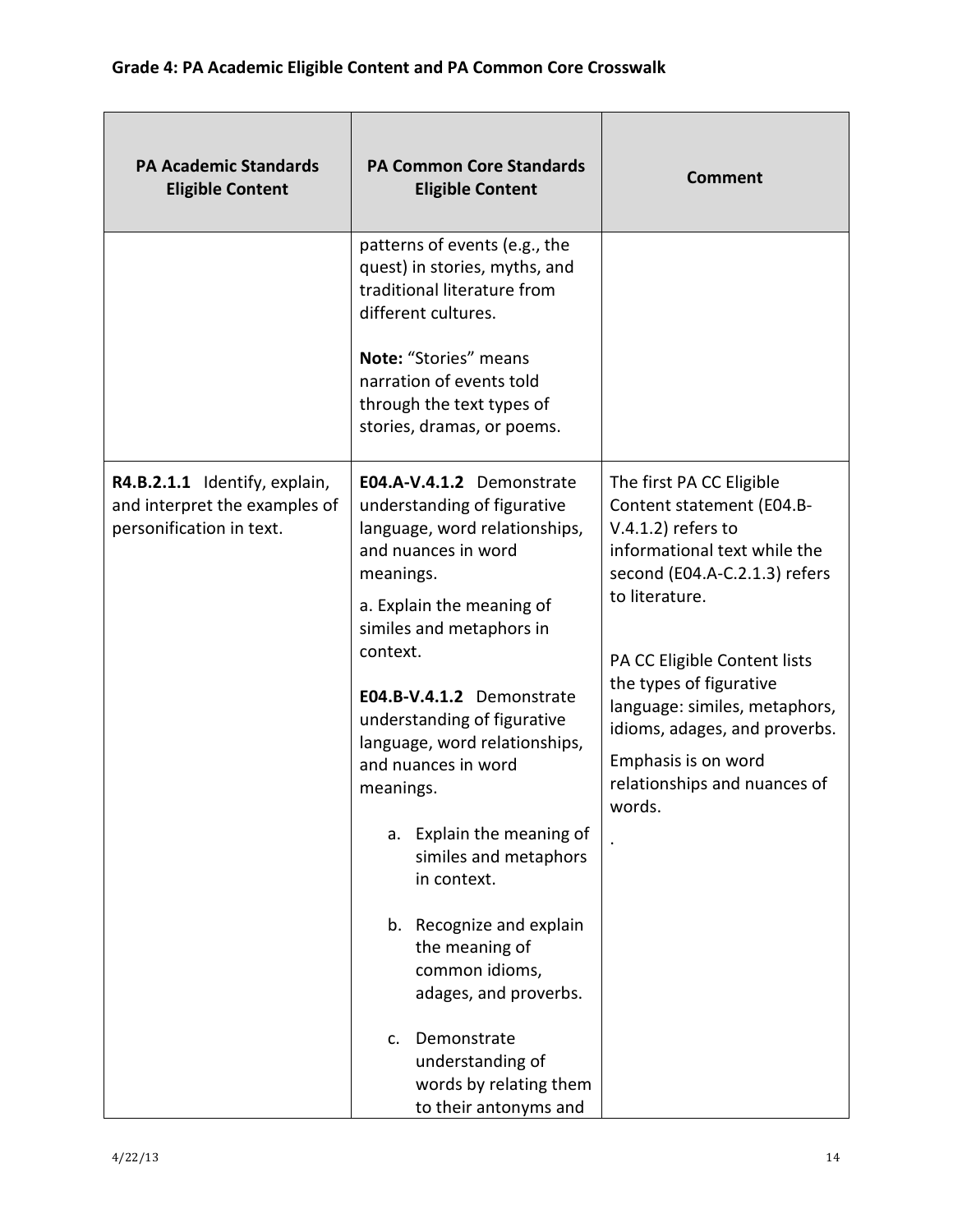## Grade 4: PA Academic Eligible Content and PA Common Core Crosswalk

| PA Academic Standards Eligible Content | PA Common Core Standards Eligible Content | Comment |
|---|---|---|
| | patterns of events (e.g., the quest) in stories, myths, and traditional literature from different cultures.<br><br>**Note:** "Stories" means narration of events told through the text types of stories, dramas, or poems. | |
| **R4.B.2.1.1** Identify, explain, and interpret the examples of personification in text. | **E04.A-V.4.1.2** Demonstrate understanding of figurative language, word relationships, and nuances in word meanings.<br>a. Explain the meaning of similes and metaphors in context.<br><br>**E04.B-V.4.1.2** Demonstrate understanding of figurative language, word relationships, and nuances in word meanings.<br>a. Explain the meaning of similes and metaphors in context.<br>b. Recognize and explain the meaning of common idioms, adages, and proverbs.<br>c. Demonstrate understanding of words by relating them to their antonyms and | The first PA CC Eligible Content statement (E04.B-V.4.1.2) refers to informational text while the second (E04.A-C.2.1.3) refers to literature.<br><br>PA CC Eligible Content lists the types of figurative language: similes, metaphors, idioms, adages, and proverbs.<br>Emphasis is on word relationships and nuances of words.<br>. |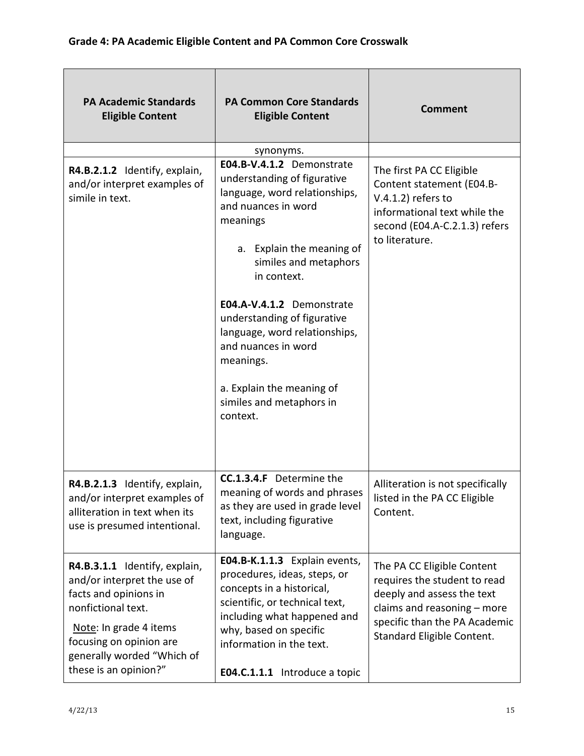**Grade 4: PA Academic Eligible Content and PA Common Core Crosswalk**

| PA Academic Standards Eligible Content | PA Common Core Standards Eligible Content | Comment |
|---|---|---|
| | synonyms. | |
| **R4.B.2.1.2** Identify, explain, and/or interpret examples of simile in text. | **E04.B-V.4.1.2** Demonstrate understanding of figurative language, word relationships, and nuances in word meanings<br><br>a. Explain the meaning of similes and metaphors in context.<br><br>**E04.A-V.4.1.2** Demonstrate understanding of figurative language, word relationships, and nuances in word meanings.<br><br>a. Explain the meaning of similes and metaphors in context. | The first PA CC Eligible Content statement (E04.B-V.4.1.2) refers to informational text while the second (E04.A-C.2.1.3) refers to literature. |
| **R4.B.2.1.3** Identify, explain, and/or interpret examples of alliteration in text when its use is presumed intentional. | **CC.1.3.4.F** Determine the meaning of words and phrases as they are used in grade level text, including figurative language. | Alliteration is not specifically listed in the PA CC Eligible Content. |
| **R4.B.3.1.1** Identify, explain, and/or interpret the use of facts and opinions in nonfictional text.<br><br>Note: In grade 4 items focusing on opinion are generally worded "Which of these is an opinion?" | **E04.B-K.1.1.3** Explain events, procedures, ideas, steps, or concepts in a historical, scientific, or technical text, including what happened and why, based on specific information in the text.<br><br>**E04.C.1.1.1** Introduce a topic | The PA CC Eligible Content requires the student to read deeply and assess the text claims and reasoning – more specific than the PA Academic Standard Eligible Content. |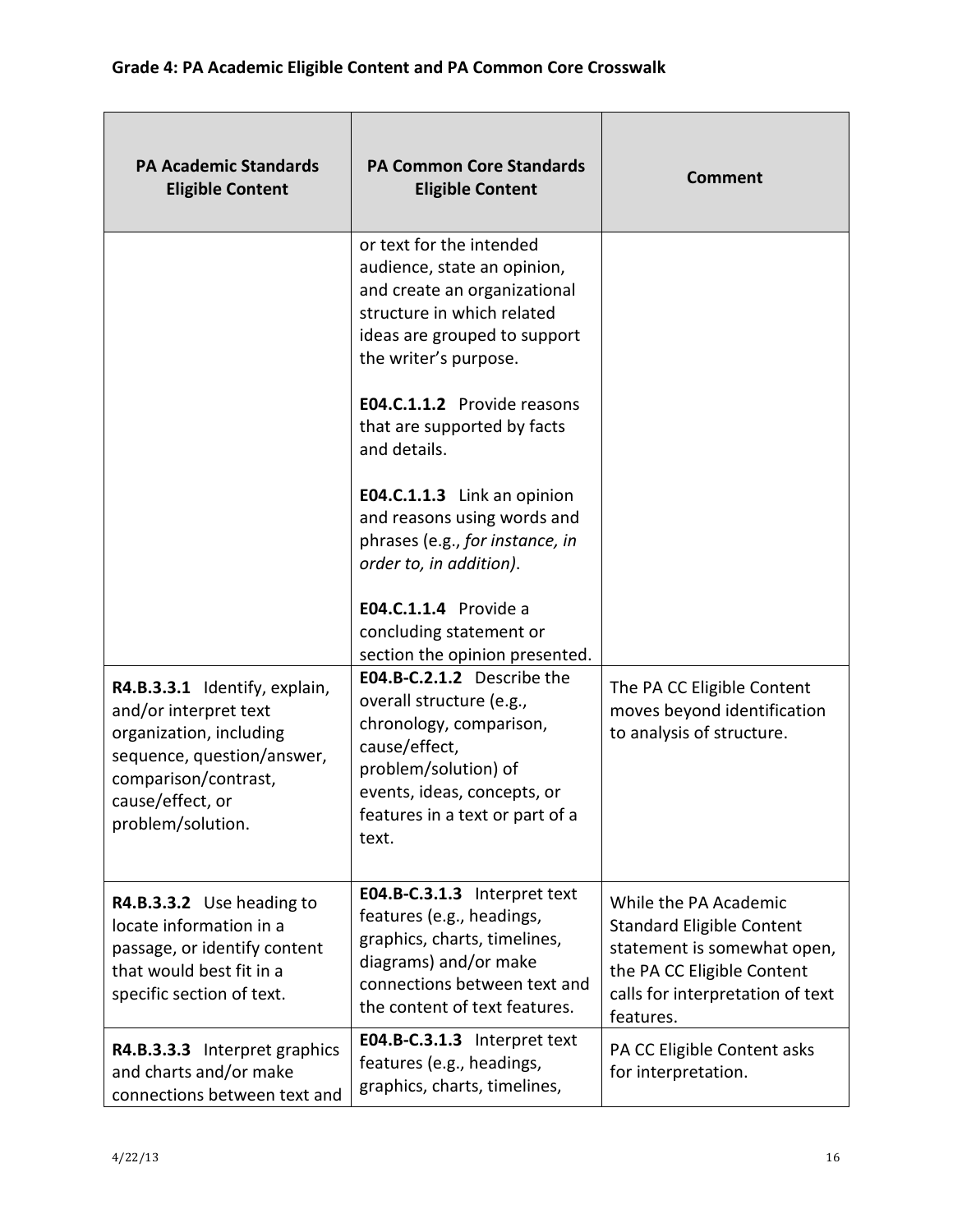## Grade 4: PA Academic Eligible Content and PA Common Core Crosswalk

| PA Academic Standards Eligible Content | PA Common Core Standards Eligible Content | Comment |
|---|---|---|
| | or text for the intended audience, state an opinion, and create an organizational structure in which related ideas are grouped to support the writer's purpose.<br><br>**E04.C.1.1.2** Provide reasons that are supported by facts and details.<br><br>**E04.C.1.1.3** Link an opinion and reasons using words and phrases (e.g., *for instance, in order to, in addition)*.<br><br>**E04.C.1.1.4** Provide a concluding statement or section the opinion presented. | |
| **R4.B.3.3.1** Identify, explain, and/or interpret text organization, including sequence, question/answer, comparison/contrast, cause/effect, or problem/solution. | **E04.B-C.2.1.2** Describe the overall structure (e.g., chronology, comparison, cause/effect, problem/solution) of events, ideas, concepts, or features in a text or part of a text. | The PA CC Eligible Content moves beyond identification to analysis of structure. |
| **R4.B.3.3.2** Use heading to locate information in a passage, or identify content that would best fit in a specific section of text. | **E04.B-C.3.1.3** Interpret text features (e.g., headings, graphics, charts, timelines, diagrams) and/or make connections between text and the content of text features. | While the PA Academic Standard Eligible Content statement is somewhat open, the PA CC Eligible Content calls for interpretation of text features. |
| **R4.B.3.3.3** Interpret graphics and charts and/or make connections between text and | **E04.B-C.3.1.3** Interpret text features (e.g., headings, graphics, charts, timelines, | PA CC Eligible Content asks for interpretation. |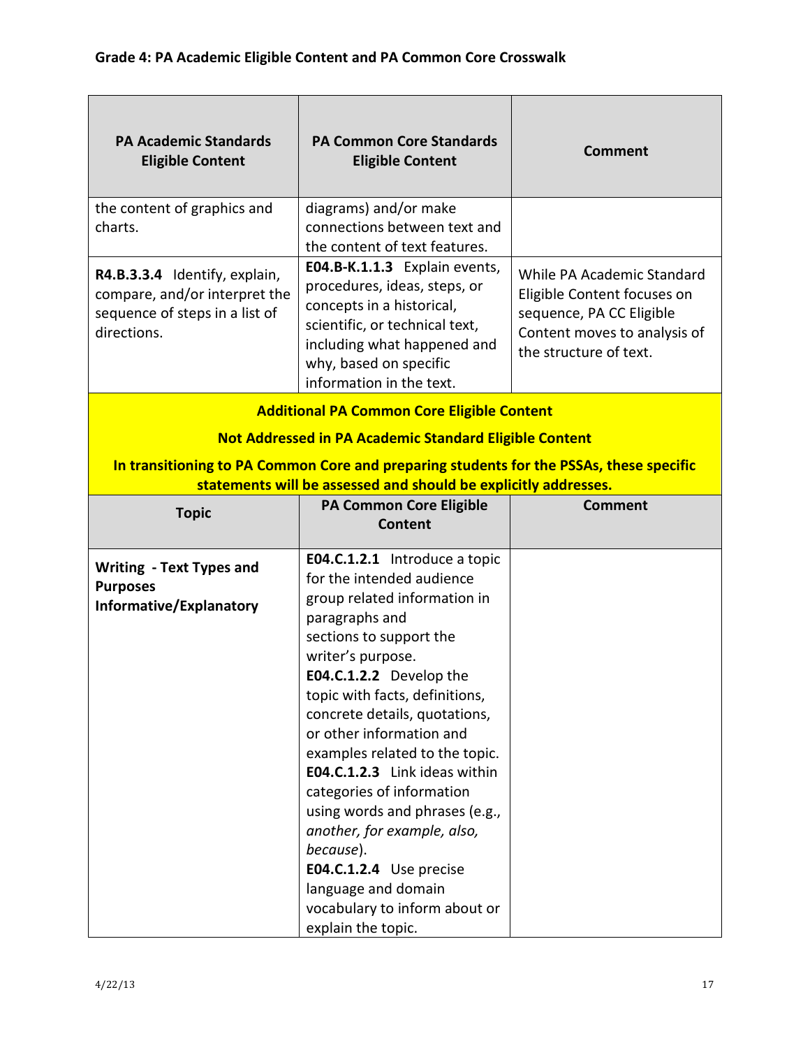## Grade 4: PA Academic Eligible Content and PA Common Core Crosswalk

| PA Academic Standards Eligible Content | PA Common Core Standards Eligible Content | Comment |
| --- | --- | --- |
| the content of graphics and charts. | diagrams) and/or make connections between text and the content of text features. | |
| **R4.B.3.3.4** Identify, explain, compare, and/or interpret the sequence of steps in a list of directions. | **E04.B-K.1.1.3** Explain events, procedures, ideas, steps, or concepts in a historical, scientific, or technical text, including what happened and why, based on specific information in the text. | While PA Academic Standard Eligible Content focuses on sequence, PA CC Eligible Content moves to analysis of the structure of text. |

**Additional PA Common Core Eligible Content**

**Not Addressed in PA Academic Standard Eligible Content**

**In transitioning to PA Common Core and preparing students for the PSSAs, these specific statements will be assessed and should be explicitly addresses.**

| Topic | PA Common Core Eligible Content | Comment |
| --- | --- | --- |
| **Writing - Text Types and Purposes Informative/Explanatory** | **E04.C.1.2.1** Introduce a topic for the intended audience group related information in paragraphs and sections to support the writer's purpose.<br>**E04.C.1.2.2** Develop the topic with facts, definitions, concrete details, quotations, or other information and examples related to the topic.<br>**E04.C.1.2.3** Link ideas within categories of information using words and phrases (e.g., *another, for example, also, because*).<br>**E04.C.1.2.4** Use precise language and domain vocabulary to inform about or explain the topic. | |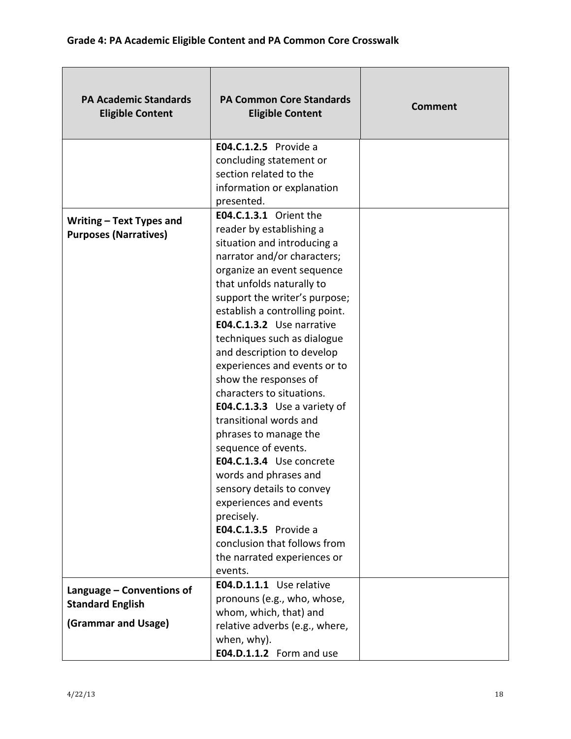## Grade 4: PA Academic Eligible Content and PA Common Core Crosswalk

| PA Academic Standards Eligible Content | PA Common Core Standards Eligible Content | Comment |
|---|---|---|
| | **E04.C.1.2.5** Provide a concluding statement or section related to the information or explanation presented. | |
| **Writing – Text Types and Purposes (Narratives)** | **E04.C.1.3.1** Orient the reader by establishing a situation and introducing a narrator and/or characters; organize an event sequence that unfolds naturally to support the writer's purpose; establish a controlling point. **E04.C.1.3.2** Use narrative techniques such as dialogue and description to develop experiences and events or to show the responses of characters to situations. **E04.C.1.3.3** Use a variety of transitional words and phrases to manage the sequence of events. **E04.C.1.3.4** Use concrete words and phrases and sensory details to convey experiences and events precisely. **E04.C.1.3.5** Provide a conclusion that follows from the narrated experiences or events. | |
| **Language – Conventions of Standard English (Grammar and Usage)** | **E04.D.1.1.1** Use relative pronouns (e.g., who, whose, whom, which, that) and relative adverbs (e.g., where, when, why). **E04.D.1.1.2** Form and use | |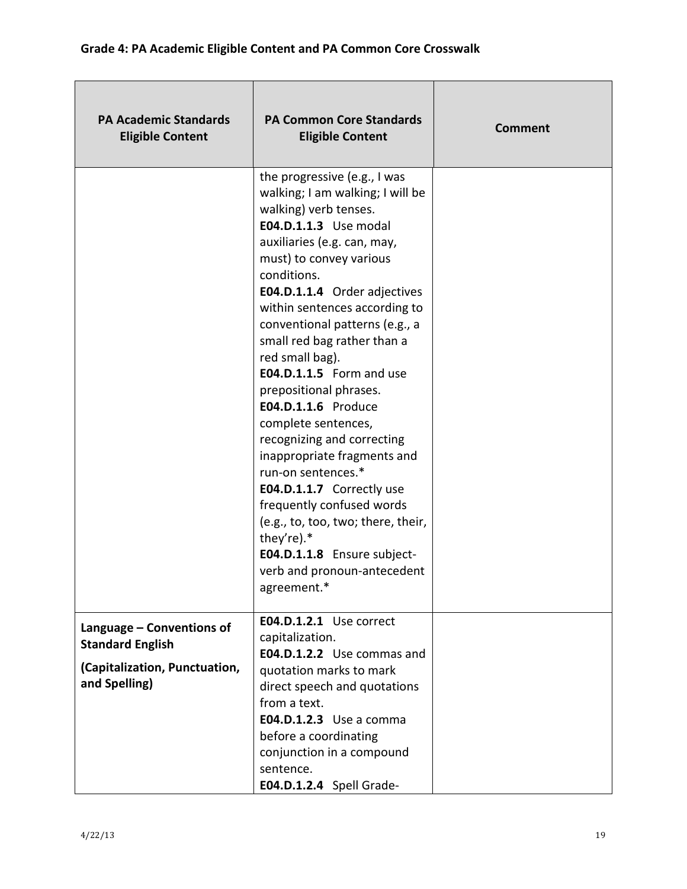## Grade 4: PA Academic Eligible Content and PA Common Core Crosswalk

| PA Academic Standards Eligible Content | PA Common Core Standards Eligible Content | Comment |
|---|---|---|
| | the progressive (e.g., I was walking; I am walking; I will be walking) verb tenses. **E04.D.1.1.3** Use modal auxiliaries (e.g. can, may, must) to convey various conditions. **E04.D.1.1.4** Order adjectives within sentences according to conventional patterns (e.g., a small red bag rather than a red small bag). **E04.D.1.1.5** Form and use prepositional phrases. **E04.D.1.1.6** Produce complete sentences, recognizing and correcting inappropriate fragments and run-on sentences.* **E04.D.1.1.7** Correctly use frequently confused words (e.g., to, too, two; there, their, they're).* **E04.D.1.1.8** Ensure subject-verb and pronoun-antecedent agreement.* | |
| **Language – Conventions of Standard English (Capitalization, Punctuation, and Spelling)** | **E04.D.1.2.1** Use correct capitalization. **E04.D.1.2.2** Use commas and quotation marks to mark direct speech and quotations from a text. **E04.D.1.2.3** Use a comma before a coordinating conjunction in a compound sentence. **E04.D.1.2.4** Spell Grade- | |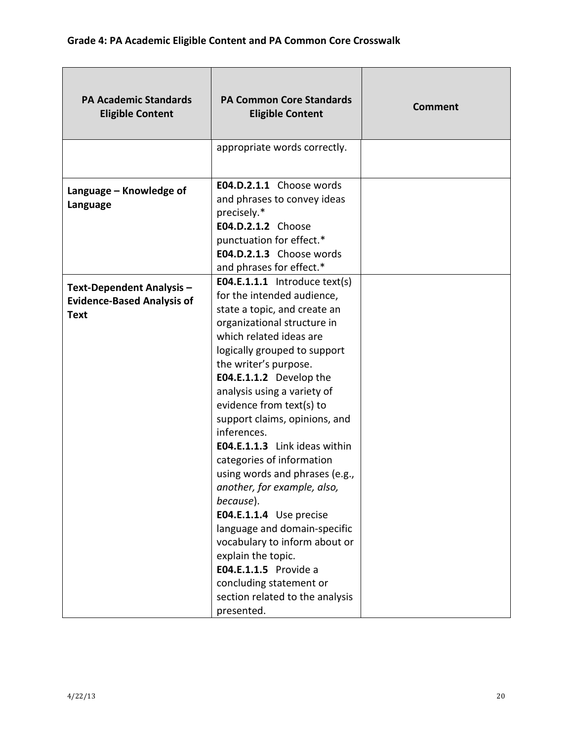**Grade 4: PA Academic Eligible Content and PA Common Core Crosswalk**

| PA Academic Standards Eligible Content | PA Common Core Standards Eligible Content | Comment |
|---|---|---|
| | appropriate words correctly. | |
| **Language – Knowledge of Language** | **E04.D.2.1.1** Choose words and phrases to convey ideas precisely.* <br> **E04.D.2.1.2** Choose punctuation for effect.* <br> **E04.D.2.1.3** Choose words and phrases for effect.* | |
| **Text-Dependent Analysis – Evidence-Based Analysis of Text** | **E04.E.1.1.1** Introduce text(s) for the intended audience, state a topic, and create an organizational structure in which related ideas are logically grouped to support the writer's purpose. <br> **E04.E.1.1.2** Develop the analysis using a variety of evidence from text(s) to support claims, opinions, and inferences. <br> **E04.E.1.1.3** Link ideas within categories of information using words and phrases (e.g., *another, for example, also, because*). <br> **E04.E.1.1.4** Use precise language and domain-specific vocabulary to inform about or explain the topic. <br> **E04.E.1.1.5** Provide a concluding statement or section related to the analysis presented. | |